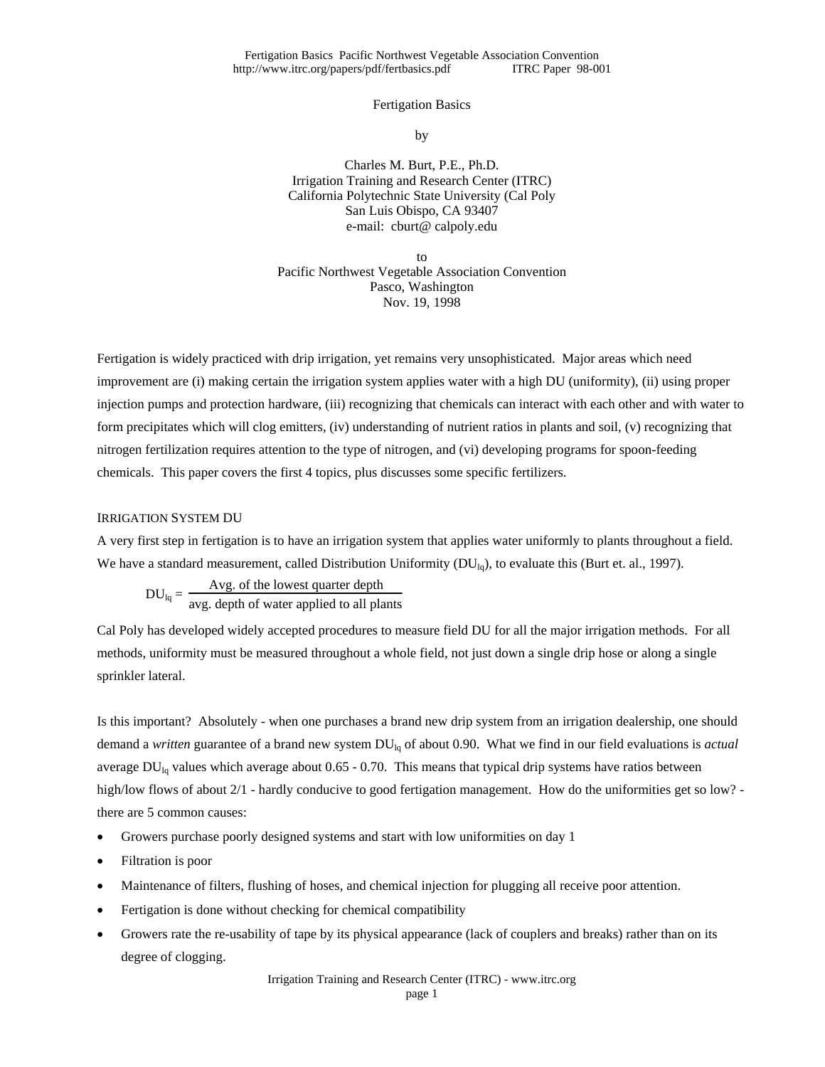# Fertigation Basics

by

Charles M. Burt, P.E., Ph.D.
Irrigation Training and Research Center (ITRC)
California Polytechnic State University (Cal Poly
San Luis Obispo, CA 93407
e-mail: cburt@ calpoly.edu

to
Pacific Northwest Vegetable Association Convention
Pasco, Washington
Nov. 19, 1998

Fertigation is widely practiced with drip irrigation, yet remains very unsophisticated. Major areas which need improvement are (i) making certain the irrigation system applies water with a high DU (uniformity), (ii) using proper injection pumps and protection hardware, (iii) recognizing that chemicals can interact with each other and with water to form precipitates which will clog emitters, (iv) understanding of nutrient ratios in plants and soil, (v) recognizing that nitrogen fertilization requires attention to the type of nitrogen, and (vi) developing programs for spoon-feeding chemicals. This paper covers the first 4 topics, plus discusses some specific fertilizers.

## IRRIGATION SYSTEM DU

A very first step in fertigation is to have an irrigation system that applies water uniformly to plants throughout a field. We have a standard measurement, called Distribution Uniformity ($DU_{lq}$), to evaluate this (Burt et. al., 1997).

$$DU_{lq} = \frac{\text{Avg. of the lowest quarter depth}}{\text{avg. depth of water applied to all plants}}$$

Cal Poly has developed widely accepted procedures to measure field DU for all the major irrigation methods. For all methods, uniformity must be measured throughout a whole field, not just down a single drip hose or along a single sprinkler lateral.

Is this important? Absolutely - when one purchases a brand new drip system from an irrigation dealership, one should demand a *written* guarantee of a brand new system $DU_{lq}$ of about 0.90. What we find in our field evaluations is *actual* average $DU_{lq}$ values which average about 0.65 - 0.70. This means that typical drip systems have ratios between high/low flows of about 2/1 - hardly conducive to good fertigation management. How do the uniformities get so low? - there are 5 common causes:

- Growers purchase poorly designed systems and start with low uniformities on day 1
- Filtration is poor
- Maintenance of filters, flushing of hoses, and chemical injection for plugging all receive poor attention.
- Fertigation is done without checking for chemical compatibility
- Growers rate the re-usability of tape by its physical appearance (lack of couplers and breaks) rather than on its degree of clogging.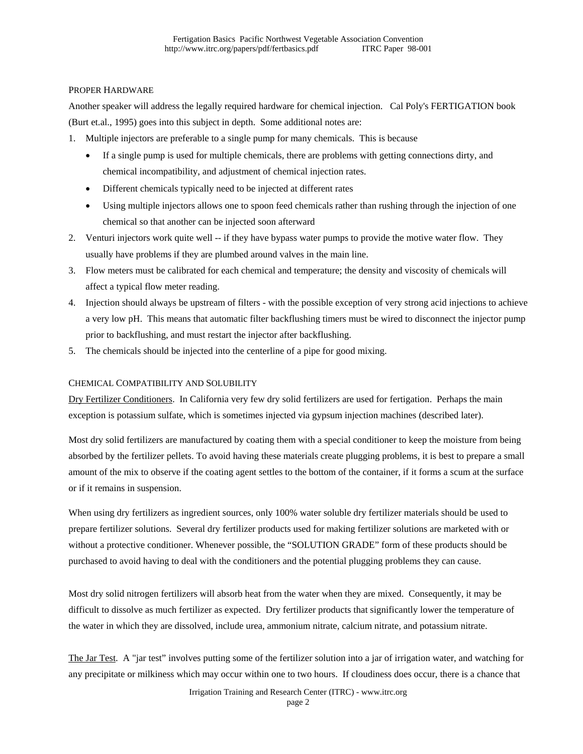## Proper Hardware

Another speaker will address the legally required hardware for chemical injection. Cal Poly's FERTIGATION book (Burt et.al., 1995) goes into this subject in depth. Some additional notes are:

1. Multiple injectors are preferable to a single pump for many chemicals. This is because
   - If a single pump is used for multiple chemicals, there are problems with getting connections dirty, and chemical incompatibility, and adjustment of chemical injection rates.
   - Different chemicals typically need to be injected at different rates
   - Using multiple injectors allows one to spoon feed chemicals rather than rushing through the injection of one chemical so that another can be injected soon afterward
2. Venturi injectors work quite well -- if they have bypass water pumps to provide the motive water flow. They usually have problems if they are plumbed around valves in the main line.
3. Flow meters must be calibrated for each chemical and temperature; the density and viscosity of chemicals will affect a typical flow meter reading.
4. Injection should always be upstream of filters - with the possible exception of very strong acid injections to achieve a very low pH. This means that automatic filter backflushing timers must be wired to disconnect the injector pump prior to backflushing, and must restart the injector after backflushing.
5. The chemicals should be injected into the centerline of a pipe for good mixing.

## Chemical Compatibility and Solubility

Dry Fertilizer Conditioners. In California very few dry solid fertilizers are used for fertigation. Perhaps the main exception is potassium sulfate, which is sometimes injected via gypsum injection machines (described later).

Most dry solid fertilizers are manufactured by coating them with a special conditioner to keep the moisture from being absorbed by the fertilizer pellets. To avoid having these materials create plugging problems, it is best to prepare a small amount of the mix to observe if the coating agent settles to the bottom of the container, if it forms a scum at the surface or if it remains in suspension.

When using dry fertilizers as ingredient sources, only 100% water soluble dry fertilizer materials should be used to prepare fertilizer solutions. Several dry fertilizer products used for making fertilizer solutions are marketed with or without a protective conditioner. Whenever possible, the "SOLUTION GRADE" form of these products should be purchased to avoid having to deal with the conditioners and the potential plugging problems they can cause.

Most dry solid nitrogen fertilizers will absorb heat from the water when they are mixed. Consequently, it may be difficult to dissolve as much fertilizer as expected. Dry fertilizer products that significantly lower the temperature of the water in which they are dissolved, include urea, ammonium nitrate, calcium nitrate, and potassium nitrate.

The Jar Test. A "jar test" involves putting some of the fertilizer solution into a jar of irrigation water, and watching for any precipitate or milkiness which may occur within one to two hours. If cloudiness does occur, there is a chance that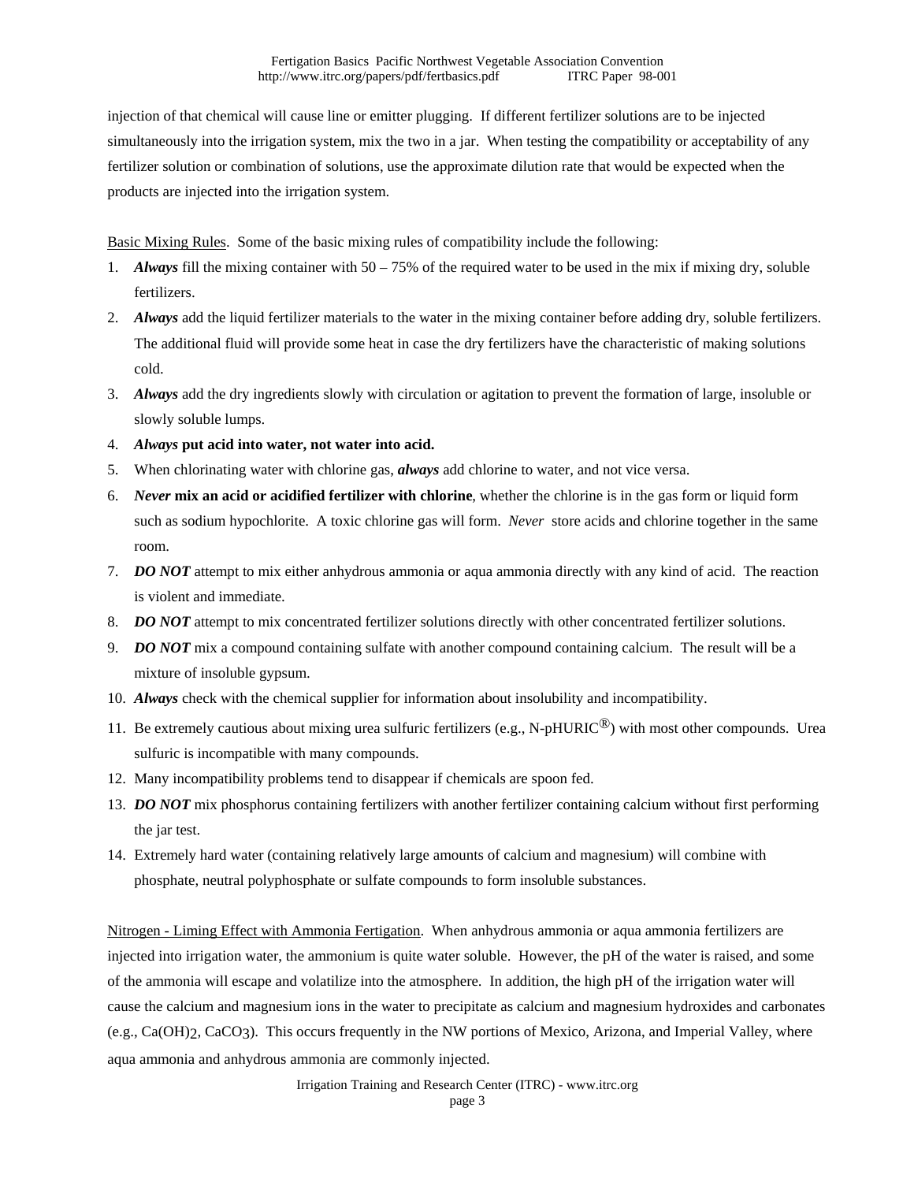injection of that chemical will cause line or emitter plugging. If different fertilizer solutions are to be injected simultaneously into the irrigation system, mix the two in a jar. When testing the compatibility or acceptability of any fertilizer solution or combination of solutions, use the approximate dilution rate that would be expected when the products are injected into the irrigation system.

Basic Mixing Rules. Some of the basic mixing rules of compatibility include the following:

1. ***Always*** fill the mixing container with 50 – 75% of the required water to be used in the mix if mixing dry, soluble fertilizers.
2. ***Always*** add the liquid fertilizer materials to the water in the mixing container before adding dry, soluble fertilizers. The additional fluid will provide some heat in case the dry fertilizers have the characteristic of making solutions cold.
3. ***Always*** add the dry ingredients slowly with circulation or agitation to prevent the formation of large, insoluble or slowly soluble lumps.
4. ***Always* put acid into water, not water into acid.**
5. When chlorinating water with chlorine gas, ***always*** add chlorine to water, and not vice versa.
6. ***Never* mix an acid or acidified fertilizer with chlorine**, whether the chlorine is in the gas form or liquid form such as sodium hypochlorite. A toxic chlorine gas will form. *Never* store acids and chlorine together in the same room.
7. ***DO NOT*** attempt to mix either anhydrous ammonia or aqua ammonia directly with any kind of acid. The reaction is violent and immediate.
8. ***DO NOT*** attempt to mix concentrated fertilizer solutions directly with other concentrated fertilizer solutions.
9. ***DO NOT*** mix a compound containing sulfate with another compound containing calcium. The result will be a mixture of insoluble gypsum.
10. ***Always*** check with the chemical supplier for information about insolubility and incompatibility.
11. Be extremely cautious about mixing urea sulfuric fertilizers (e.g., N-pHURIC®) with most other compounds. Urea sulfuric is incompatible with many compounds.
12. Many incompatibility problems tend to disappear if chemicals are spoon fed.
13. ***DO NOT*** mix phosphorus containing fertilizers with another fertilizer containing calcium without first performing the jar test.
14. Extremely hard water (containing relatively large amounts of calcium and magnesium) will combine with phosphate, neutral polyphosphate or sulfate compounds to form insoluble substances.

Nitrogen - Liming Effect with Ammonia Fertigation. When anhydrous ammonia or aqua ammonia fertilizers are injected into irrigation water, the ammonium is quite water soluble. However, the pH of the water is raised, and some of the ammonia will escape and volatilize into the atmosphere. In addition, the high pH of the irrigation water will cause the calcium and magnesium ions in the water to precipitate as calcium and magnesium hydroxides and carbonates (e.g., $Ca(OH)_2$, $CaCO_3$). This occurs frequently in the NW portions of Mexico, Arizona, and Imperial Valley, where aqua ammonia and anhydrous ammonia are commonly injected.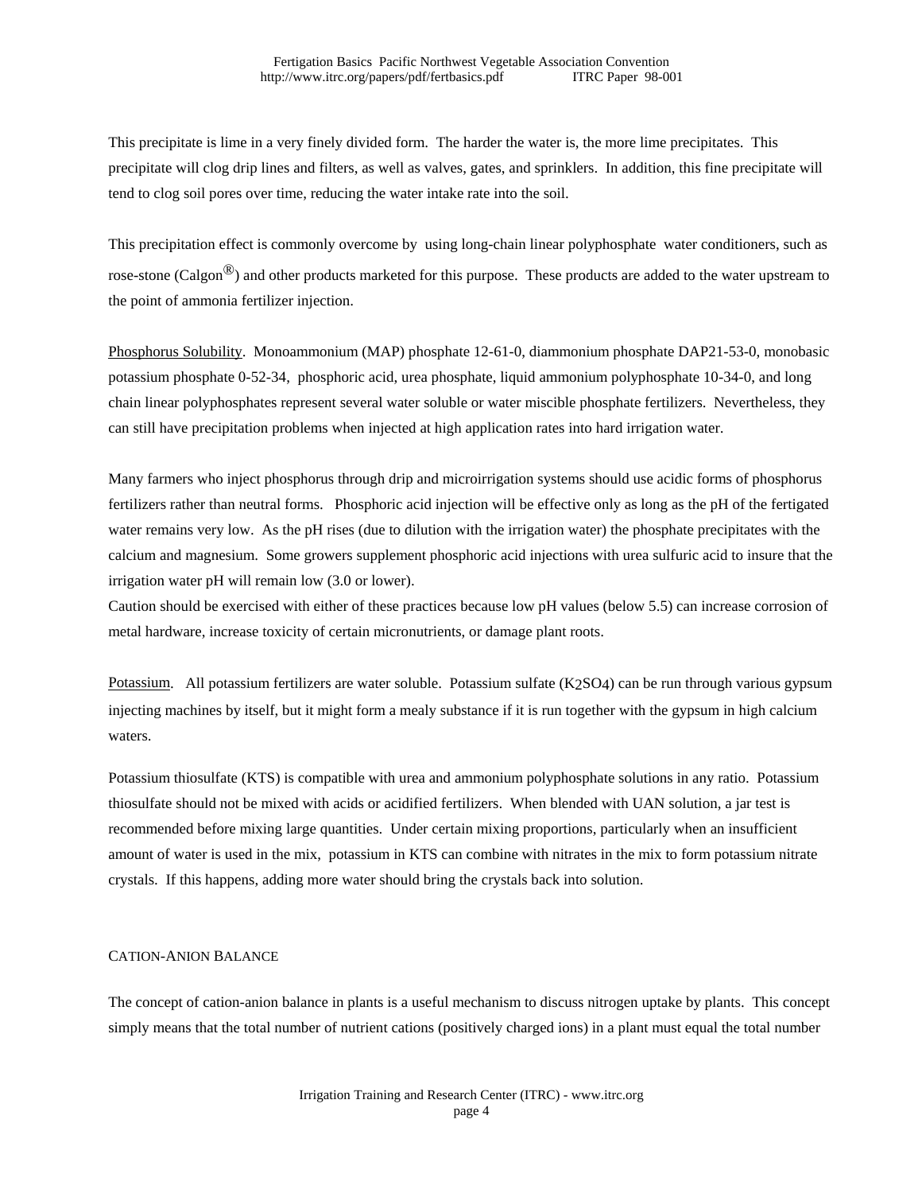This precipitate is lime in a very finely divided form. The harder the water is, the more lime precipitates. This precipitate will clog drip lines and filters, as well as valves, gates, and sprinklers. In addition, this fine precipitate will tend to clog soil pores over time, reducing the water intake rate into the soil.

This precipitation effect is commonly overcome by using long-chain linear polyphosphate water conditioners, such as rose-stone (Calgon®) and other products marketed for this purpose. These products are added to the water upstream to the point of ammonia fertilizer injection.

Phosphorus Solubility. Monoammonium (MAP) phosphate 12-61-0, diammonium phosphate DAP21-53-0, monobasic potassium phosphate 0-52-34, phosphoric acid, urea phosphate, liquid ammonium polyphosphate 10-34-0, and long chain linear polyphosphates represent several water soluble or water miscible phosphate fertilizers. Nevertheless, they can still have precipitation problems when injected at high application rates into hard irrigation water.

Many farmers who inject phosphorus through drip and microirrigation systems should use acidic forms of phosphorus fertilizers rather than neutral forms. Phosphoric acid injection will be effective only as long as the pH of the fertigated water remains very low. As the pH rises (due to dilution with the irrigation water) the phosphate precipitates with the calcium and magnesium. Some growers supplement phosphoric acid injections with urea sulfuric acid to insure that the irrigation water pH will remain low (3.0 or lower).
Caution should be exercised with either of these practices because low pH values (below 5.5) can increase corrosion of metal hardware, increase toxicity of certain micronutrients, or damage plant roots.

Potassium. All potassium fertilizers are water soluble. Potassium sulfate ($K_2SO_4$) can be run through various gypsum injecting machines by itself, but it might form a mealy substance if it is run together with the gypsum in high calcium waters.

Potassium thiosulfate (KTS) is compatible with urea and ammonium polyphosphate solutions in any ratio. Potassium thiosulfate should not be mixed with acids or acidified fertilizers. When blended with UAN solution, a jar test is recommended before mixing large quantities. Under certain mixing proportions, particularly when an insufficient amount of water is used in the mix, potassium in KTS can combine with nitrates in the mix to form potassium nitrate crystals. If this happens, adding more water should bring the crystals back into solution.

## Cation-Anion Balance

The concept of cation-anion balance in plants is a useful mechanism to discuss nitrogen uptake by plants. This concept simply means that the total number of nutrient cations (positively charged ions) in a plant must equal the total number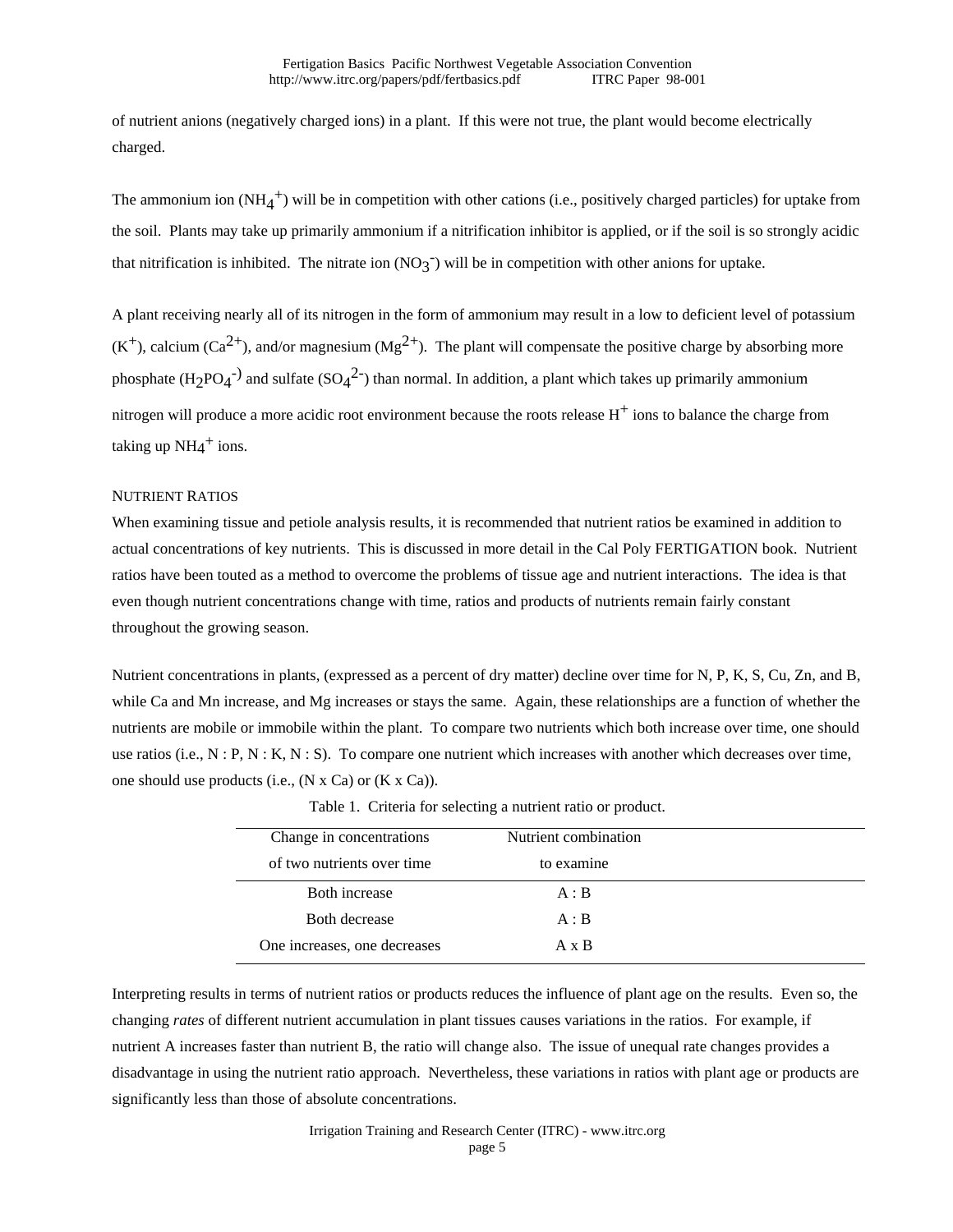of nutrient anions (negatively charged ions) in a plant. If this were not true, the plant would become electrically charged.

The ammonium ion ($NH_4^+$) will be in competition with other cations (i.e., positively charged particles) for uptake from the soil. Plants may take up primarily ammonium if a nitrification inhibitor is applied, or if the soil is so strongly acidic that nitrification is inhibited. The nitrate ion ($NO_3^-$) will be in competition with other anions for uptake.

A plant receiving nearly all of its nitrogen in the form of ammonium may result in a low to deficient level of potassium ($K^+$), calcium ($Ca^{2+}$), and/or magnesium ($Mg^{2+}$). The plant will compensate the positive charge by absorbing more phosphate ($H_2PO_4^-$) and sulfate ($SO_4^{2-}$) than normal. In addition, a plant which takes up primarily ammonium nitrogen will produce a more acidic root environment because the roots release $H^+$ ions to balance the charge from taking up $NH_4^+$ ions.

### NUTRIENT RATIOS

When examining tissue and petiole analysis results, it is recommended that nutrient ratios be examined in addition to actual concentrations of key nutrients. This is discussed in more detail in the Cal Poly FERTIGATION book. Nutrient ratios have been touted as a method to overcome the problems of tissue age and nutrient interactions. The idea is that even though nutrient concentrations change with time, ratios and products of nutrients remain fairly constant throughout the growing season.

Nutrient concentrations in plants, (expressed as a percent of dry matter) decline over time for N, P, K, S, Cu, Zn, and B, while Ca and Mn increase, and Mg increases or stays the same. Again, these relationships are a function of whether the nutrients are mobile or immobile within the plant. To compare two nutrients which both increase over time, one should use ratios (i.e., N : P, N : K, N : S). To compare one nutrient which increases with another which decreases over time, one should use products (i.e., (N x Ca) or (K x Ca)).

Table 1. Criteria for selecting a nutrient ratio or product.

| Change in concentrations of two nutrients over time | Nutrient combination to examine |
|---|---|
| Both increase | A : B |
| Both decrease | A : B |
| One increases, one decreases | A x B |

Interpreting results in terms of nutrient ratios or products reduces the influence of plant age on the results. Even so, the changing *rates* of different nutrient accumulation in plant tissues causes variations in the ratios. For example, if nutrient A increases faster than nutrient B, the ratio will change also. The issue of unequal rate changes provides a disadvantage in using the nutrient ratio approach. Nevertheless, these variations in ratios with plant age or products are significantly less than those of absolute concentrations.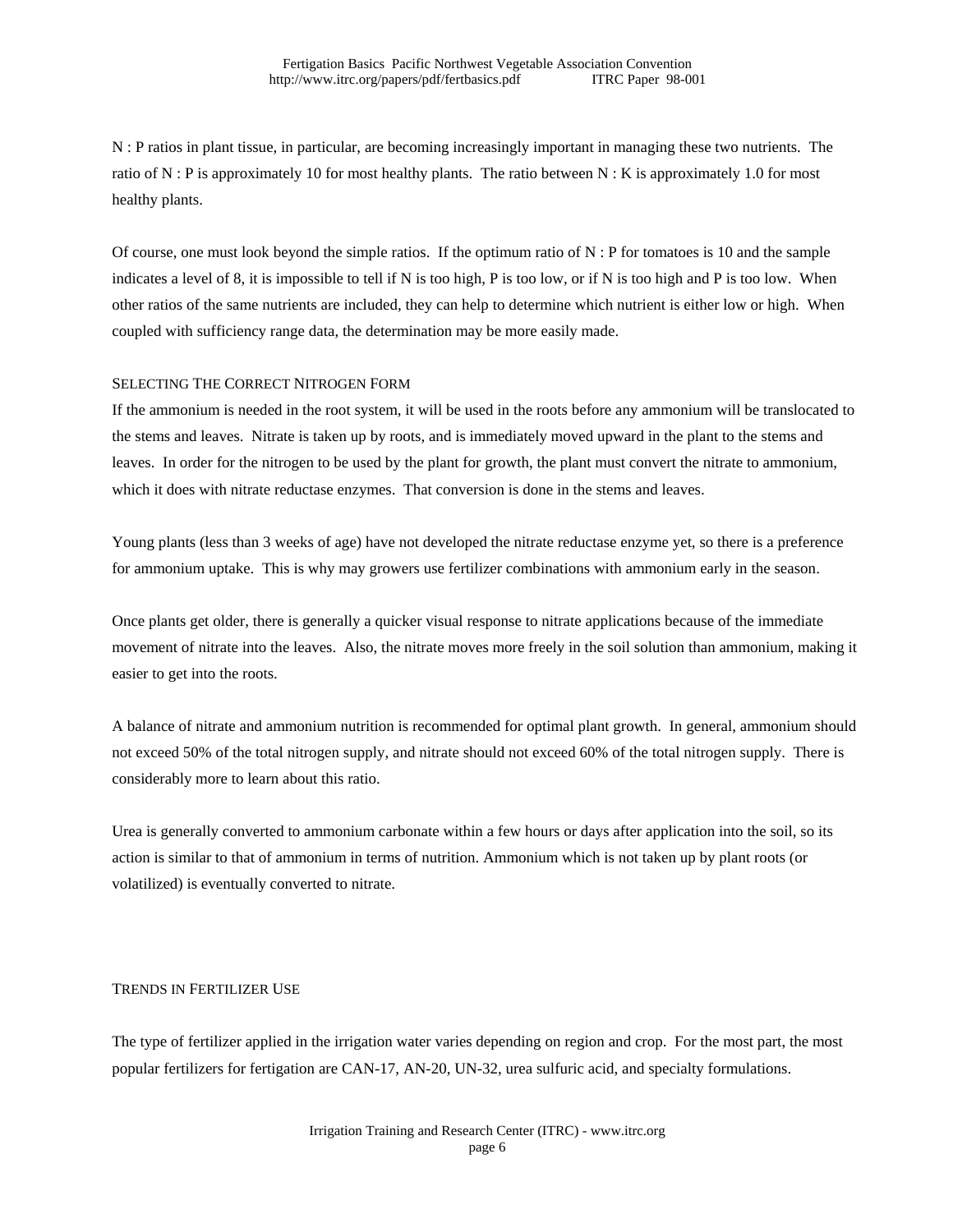N : P ratios in plant tissue, in particular, are becoming increasingly important in managing these two nutrients. The ratio of N : P is approximately 10 for most healthy plants. The ratio between N : K is approximately 1.0 for most healthy plants.

Of course, one must look beyond the simple ratios. If the optimum ratio of N : P for tomatoes is 10 and the sample indicates a level of 8, it is impossible to tell if N is too high, P is too low, or if N is too high and P is too low. When other ratios of the same nutrients are included, they can help to determine which nutrient is either low or high. When coupled with sufficiency range data, the determination may be more easily made.

## Selecting The Correct Nitrogen Form

If the ammonium is needed in the root system, it will be used in the roots before any ammonium will be translocated to the stems and leaves. Nitrate is taken up by roots, and is immediately moved upward in the plant to the stems and leaves. In order for the nitrogen to be used by the plant for growth, the plant must convert the nitrate to ammonium, which it does with nitrate reductase enzymes. That conversion is done in the stems and leaves.

Young plants (less than 3 weeks of age) have not developed the nitrate reductase enzyme yet, so there is a preference for ammonium uptake. This is why may growers use fertilizer combinations with ammonium early in the season.

Once plants get older, there is generally a quicker visual response to nitrate applications because of the immediate movement of nitrate into the leaves. Also, the nitrate moves more freely in the soil solution than ammonium, making it easier to get into the roots.

A balance of nitrate and ammonium nutrition is recommended for optimal plant growth. In general, ammonium should not exceed 50% of the total nitrogen supply, and nitrate should not exceed 60% of the total nitrogen supply. There is considerably more to learn about this ratio.

Urea is generally converted to ammonium carbonate within a few hours or days after application into the soil, so its action is similar to that of ammonium in terms of nutrition. Ammonium which is not taken up by plant roots (or volatilized) is eventually converted to nitrate.

## Trends in Fertilizer Use

The type of fertilizer applied in the irrigation water varies depending on region and crop. For the most part, the most popular fertilizers for fertigation are CAN-17, AN-20, UN-32, urea sulfuric acid, and specialty formulations.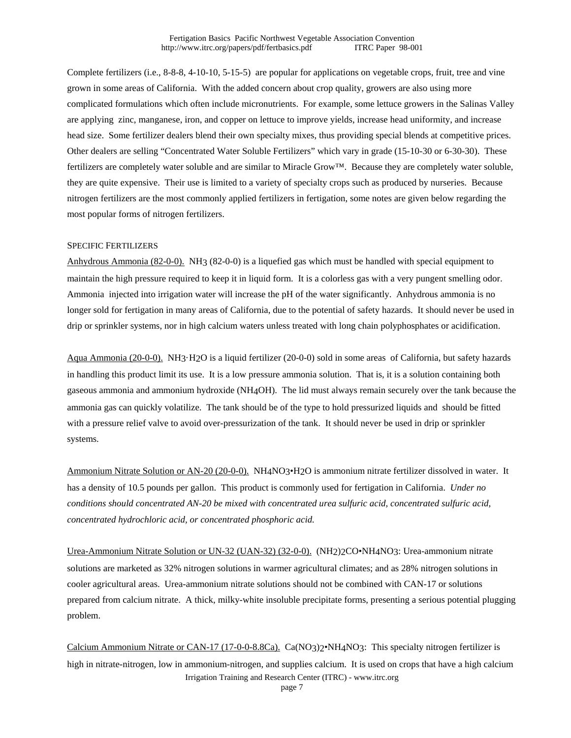Complete fertilizers (i.e., 8-8-8, 4-10-10, 5-15-5) are popular for applications on vegetable crops, fruit, tree and vine grown in some areas of California. With the added concern about crop quality, growers are also using more complicated formulations which often include micronutrients. For example, some lettuce growers in the Salinas Valley are applying zinc, manganese, iron, and copper on lettuce to improve yields, increase head uniformity, and increase head size. Some fertilizer dealers blend their own specialty mixes, thus providing special blends at competitive prices. Other dealers are selling "Concentrated Water Soluble Fertilizers" which vary in grade (15-10-30 or 6-30-30). These fertilizers are completely water soluble and are similar to Miracle Grow™. Because they are completely water soluble, they are quite expensive. Their use is limited to a variety of specialty crops such as produced by nurseries. Because nitrogen fertilizers are the most commonly applied fertilizers in fertigation, some notes are given below regarding the most popular forms of nitrogen fertilizers.

## SPECIFIC FERTILIZERS

Anhydrous Ammonia (82-0-0). $NH_3$ (82-0-0) is a liquefied gas which must be handled with special equipment to maintain the high pressure required to keep it in liquid form. It is a colorless gas with a very pungent smelling odor. Ammonia injected into irrigation water will increase the pH of the water significantly. Anhydrous ammonia is no longer sold for fertigation in many areas of California, due to the potential of safety hazards. It should never be used in drip or sprinkler systems, nor in high calcium waters unless treated with long chain polyphosphates or acidification.

Aqua Ammonia (20-0-0). $NH_3 \cdot H_2O$ is a liquid fertilizer (20-0-0) sold in some areas of California, but safety hazards in handling this product limit its use. It is a low pressure ammonia solution. That is, it is a solution containing both gaseous ammonia and ammonium hydroxide ($NH_4OH$). The lid must always remain securely over the tank because the ammonia gas can quickly volatilize. The tank should be of the type to hold pressurized liquids and should be fitted with a pressure relief valve to avoid over-pressurization of the tank. It should never be used in drip or sprinkler systems.

Ammonium Nitrate Solution or AN-20 (20-0-0). $NH_4NO_3 \bullet H_2O$ is ammonium nitrate fertilizer dissolved in water. It has a density of 10.5 pounds per gallon. This product is commonly used for fertigation in California. *Under no conditions should concentrated AN-20 be mixed with concentrated urea sulfuric acid, concentrated sulfuric acid, concentrated hydrochloric acid, or concentrated phosphoric acid.*

Urea-Ammonium Nitrate Solution or UN-32 (UAN-32) (32-0-0). $(NH_2)_2CO \bullet NH_4NO_3$: Urea-ammonium nitrate solutions are marketed as 32% nitrogen solutions in warmer agricultural climates; and as 28% nitrogen solutions in cooler agricultural areas. Urea-ammonium nitrate solutions should not be combined with CAN-17 or solutions prepared from calcium nitrate. A thick, milky-white insoluble precipitate forms, presenting a serious potential plugging problem.

Calcium Ammonium Nitrate or CAN-17 (17-0-0-8.8Ca). $Ca(NO_3)_2 \bullet NH_4NO_3$: This specialty nitrogen fertilizer is high in nitrate-nitrogen, low in ammonium-nitrogen, and supplies calcium. It is used on crops that have a high calcium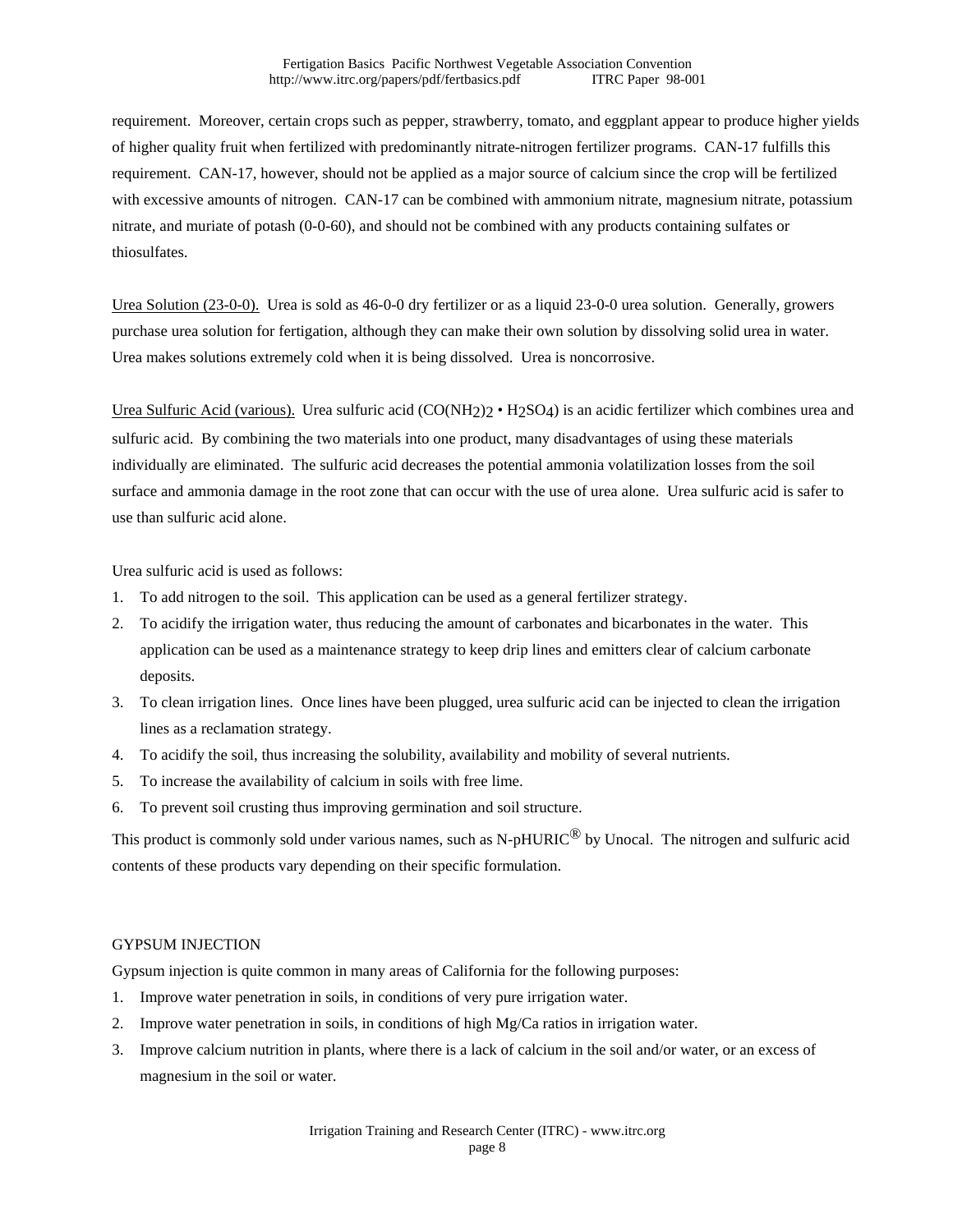requirement. Moreover, certain crops such as pepper, strawberry, tomato, and eggplant appear to produce higher yields of higher quality fruit when fertilized with predominantly nitrate-nitrogen fertilizer programs. CAN-17 fulfills this requirement. CAN-17, however, should not be applied as a major source of calcium since the crop will be fertilized with excessive amounts of nitrogen. CAN-17 can be combined with ammonium nitrate, magnesium nitrate, potassium nitrate, and muriate of potash (0-0-60), and should not be combined with any products containing sulfates or thiosulfates.

Urea Solution (23-0-0). Urea is sold as 46-0-0 dry fertilizer or as a liquid 23-0-0 urea solution. Generally, growers purchase urea solution for fertigation, although they can make their own solution by dissolving solid urea in water. Urea makes solutions extremely cold when it is being dissolved. Urea is noncorrosive.

Urea Sulfuric Acid (various). Urea sulfuric acid ($CO(NH_2)_2 \cdot H_2SO_4$) is an acidic fertilizer which combines urea and sulfuric acid. By combining the two materials into one product, many disadvantages of using these materials individually are eliminated. The sulfuric acid decreases the potential ammonia volatilization losses from the soil surface and ammonia damage in the root zone that can occur with the use of urea alone. Urea sulfuric acid is safer to use than sulfuric acid alone.

Urea sulfuric acid is used as follows:

1. To add nitrogen to the soil. This application can be used as a general fertilizer strategy.
2. To acidify the irrigation water, thus reducing the amount of carbonates and bicarbonates in the water. This application can be used as a maintenance strategy to keep drip lines and emitters clear of calcium carbonate deposits.
3. To clean irrigation lines. Once lines have been plugged, urea sulfuric acid can be injected to clean the irrigation lines as a reclamation strategy.
4. To acidify the soil, thus increasing the solubility, availability and mobility of several nutrients.
5. To increase the availability of calcium in soils with free lime.
6. To prevent soil crusting thus improving germination and soil structure.

This product is commonly sold under various names, such as N-pHURIC® by Unocal. The nitrogen and sulfuric acid contents of these products vary depending on their specific formulation.

## GYPSUM INJECTION

Gypsum injection is quite common in many areas of California for the following purposes:

1. Improve water penetration in soils, in conditions of very pure irrigation water.
2. Improve water penetration in soils, in conditions of high Mg/Ca ratios in irrigation water.
3. Improve calcium nutrition in plants, where there is a lack of calcium in the soil and/or water, or an excess of magnesium in the soil or water.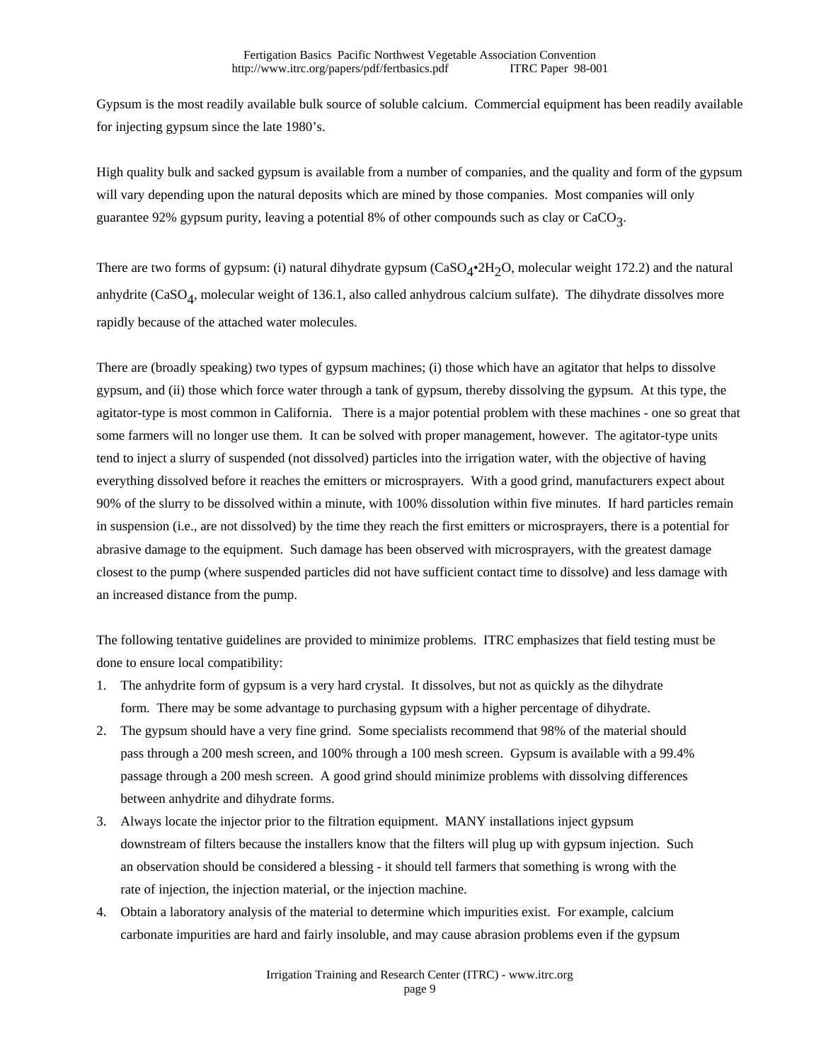Gypsum is the most readily available bulk source of soluble calcium. Commercial equipment has been readily available for injecting gypsum since the late 1980's.

High quality bulk and sacked gypsum is available from a number of companies, and the quality and form of the gypsum will vary depending upon the natural deposits which are mined by those companies. Most companies will only guarantee 92% gypsum purity, leaving a potential 8% of other compounds such as clay or $CaCO_3$.

There are two forms of gypsum: (i) natural dihydrate gypsum ($CaSO_4 \cdot 2H_2O$, molecular weight 172.2) and the natural anhydrite ($CaSO_4$, molecular weight of 136.1, also called anhydrous calcium sulfate). The dihydrate dissolves more rapidly because of the attached water molecules.

There are (broadly speaking) two types of gypsum machines; (i) those which have an agitator that helps to dissolve gypsum, and (ii) those which force water through a tank of gypsum, thereby dissolving the gypsum. At this type, the agitator-type is most common in California. There is a major potential problem with these machines - one so great that some farmers will no longer use them. It can be solved with proper management, however. The agitator-type units tend to inject a slurry of suspended (not dissolved) particles into the irrigation water, with the objective of having everything dissolved before it reaches the emitters or microsprayers. With a good grind, manufacturers expect about 90% of the slurry to be dissolved within a minute, with 100% dissolution within five minutes. If hard particles remain in suspension (i.e., are not dissolved) by the time they reach the first emitters or microsprayers, there is a potential for abrasive damage to the equipment. Such damage has been observed with microsprayers, with the greatest damage closest to the pump (where suspended particles did not have sufficient contact time to dissolve) and less damage with an increased distance from the pump.

The following tentative guidelines are provided to minimize problems. ITRC emphasizes that field testing must be done to ensure local compatibility:

1. The anhydrite form of gypsum is a very hard crystal. It dissolves, but not as quickly as the dihydrate form. There may be some advantage to purchasing gypsum with a higher percentage of dihydrate.
2. The gypsum should have a very fine grind. Some specialists recommend that 98% of the material should pass through a 200 mesh screen, and 100% through a 100 mesh screen. Gypsum is available with a 99.4% passage through a 200 mesh screen. A good grind should minimize problems with dissolving differences between anhydrite and dihydrate forms.
3. Always locate the injector prior to the filtration equipment. MANY installations inject gypsum downstream of filters because the installers know that the filters will plug up with gypsum injection. Such an observation should be considered a blessing - it should tell farmers that something is wrong with the rate of injection, the injection material, or the injection machine.
4. Obtain a laboratory analysis of the material to determine which impurities exist. For example, calcium carbonate impurities are hard and fairly insoluble, and may cause abrasion problems even if the gypsum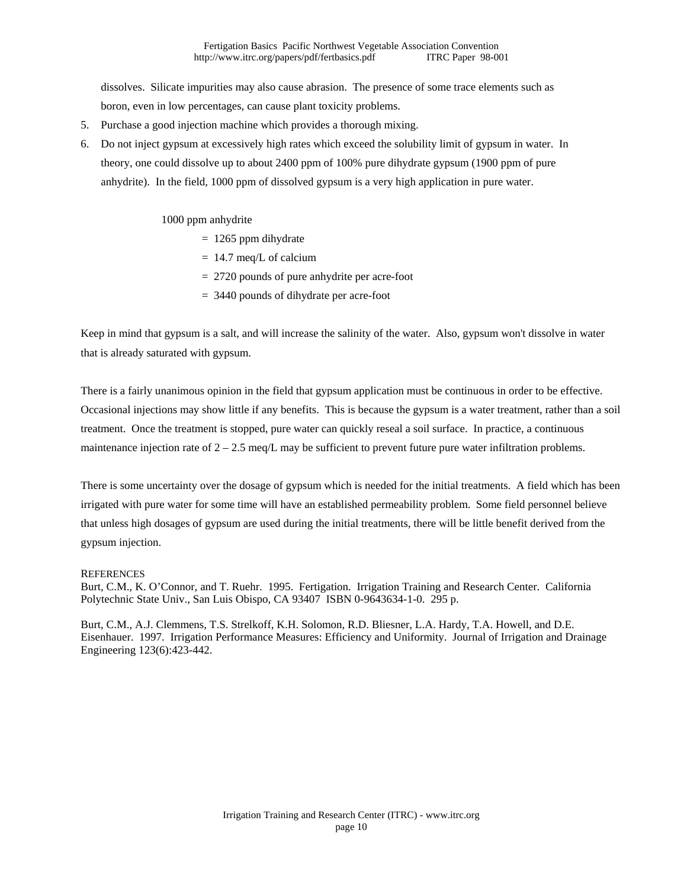dissolves. Silicate impurities may also cause abrasion. The presence of some trace elements such as boron, even in low percentages, can cause plant toxicity problems.

5. Purchase a good injection machine which provides a thorough mixing.
6. Do not inject gypsum at excessively high rates which exceed the solubility limit of gypsum in water. In theory, one could dissolve up to about 2400 ppm of 100% pure dihydrate gypsum (1900 ppm of pure anhydrite). In the field, 1000 ppm of dissolved gypsum is a very high application in pure water.

1000 ppm anhydrite
= 1265 ppm dihydrate
= 14.7 meq/L of calcium
= 2720 pounds of pure anhydrite per acre-foot
= 3440 pounds of dihydrate per acre-foot

Keep in mind that gypsum is a salt, and will increase the salinity of the water. Also, gypsum won't dissolve in water that is already saturated with gypsum.

There is a fairly unanimous opinion in the field that gypsum application must be continuous in order to be effective. Occasional injections may show little if any benefits. This is because the gypsum is a water treatment, rather than a soil treatment. Once the treatment is stopped, pure water can quickly reseal a soil surface. In practice, a continuous maintenance injection rate of 2 – 2.5 meq/L may be sufficient to prevent future pure water infiltration problems.

There is some uncertainty over the dosage of gypsum which is needed for the initial treatments. A field which has been irrigated with pure water for some time will have an established permeability problem. Some field personnel believe that unless high dosages of gypsum are used during the initial treatments, there will be little benefit derived from the gypsum injection.

## REFERENCES

Burt, C.M., K. O'Connor, and T. Ruehr. 1995. Fertigation. Irrigation Training and Research Center. California Polytechnic State Univ., San Luis Obispo, CA 93407 ISBN 0-9643634-1-0. 295 p.

Burt, C.M., A.J. Clemmens, T.S. Strelkoff, K.H. Solomon, R.D. Bliesner, L.A. Hardy, T.A. Howell, and D.E. Eisenhauer. 1997. Irrigation Performance Measures: Efficiency and Uniformity. Journal of Irrigation and Drainage Engineering 123(6):423-442.